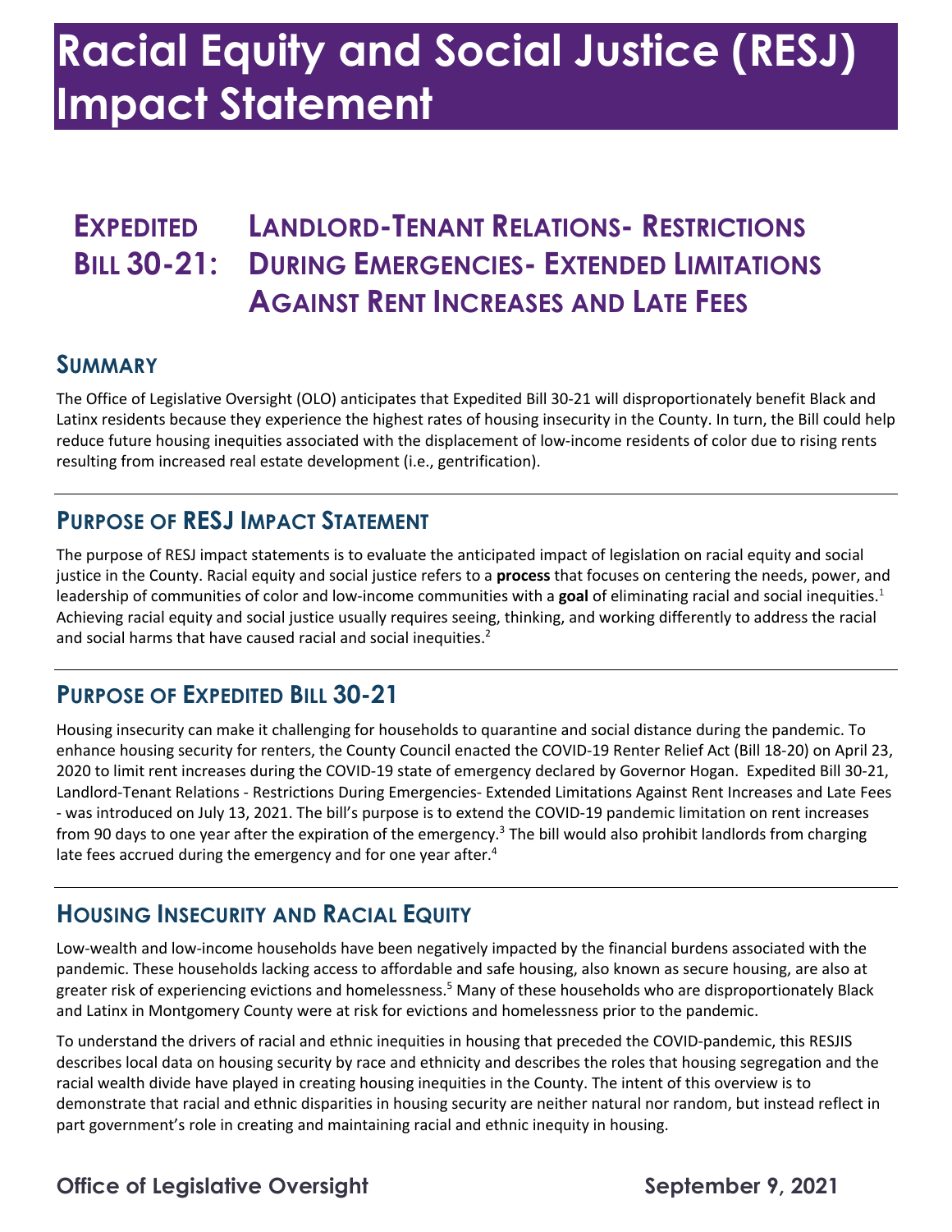# Racial Equity and Social Justice (RESJ) Impact Statement

## Expedited Bill 30-21: Landlord-Tenant Relations- Restrictions During Emergencies- Extended Limitations Against Rent Increases and Late Fees

### Summary

The Office of Legislative Oversight (OLO) anticipates that Expedited Bill 30-21 will disproportionately benefit Black and Latinx residents because they experience the highest rates of housing insecurity in the County. In turn, the Bill could help reduce future housing inequities associated with the displacement of low-income residents of color due to rising rents resulting from increased real estate development (i.e., gentrification).

### Purpose of RESJ Impact Statement

The purpose of RESJ impact statements is to evaluate the anticipated impact of legislation on racial equity and social justice in the County. Racial equity and social justice refers to a **process** that focuses on centering the needs, power, and leadership of communities of color and low-income communities with a **goal** of eliminating racial and social inequities.[1] Achieving racial equity and social justice usually requires seeing, thinking, and working differently to address the racial and social harms that have caused racial and social inequities.[2]

### Purpose of Expedited Bill 30-21

Housing insecurity can make it challenging for households to quarantine and social distance during the pandemic. To enhance housing security for renters, the County Council enacted the COVID-19 Renter Relief Act (Bill 18-20) on April 23, 2020 to limit rent increases during the COVID-19 state of emergency declared by Governor Hogan. Expedited Bill 30-21, Landlord-Tenant Relations - Restrictions During Emergencies- Extended Limitations Against Rent Increases and Late Fees - was introduced on July 13, 2021. The bill's purpose is to extend the COVID-19 pandemic limitation on rent increases from 90 days to one year after the expiration of the emergency.[3] The bill would also prohibit landlords from charging late fees accrued during the emergency and for one year after.[4]

### Housing Insecurity and Racial Equity

Low-wealth and low-income households have been negatively impacted by the financial burdens associated with the pandemic. These households lacking access to affordable and safe housing, also known as secure housing, are also at greater risk of experiencing evictions and homelessness.[5] Many of these households who are disproportionately Black and Latinx in Montgomery County were at risk for evictions and homelessness prior to the pandemic.

To understand the drivers of racial and ethnic inequities in housing that preceded the COVID-pandemic, this RESJIS describes local data on housing security by race and ethnicity and describes the roles that housing segregation and the racial wealth divide have played in creating housing inequities in the County. The intent of this overview is to demonstrate that racial and ethnic disparities in housing security are neither natural nor random, but instead reflect in part government's role in creating and maintaining racial and ethnic inequity in housing.

**Office of Legislative Oversight** — **September 9, 2021**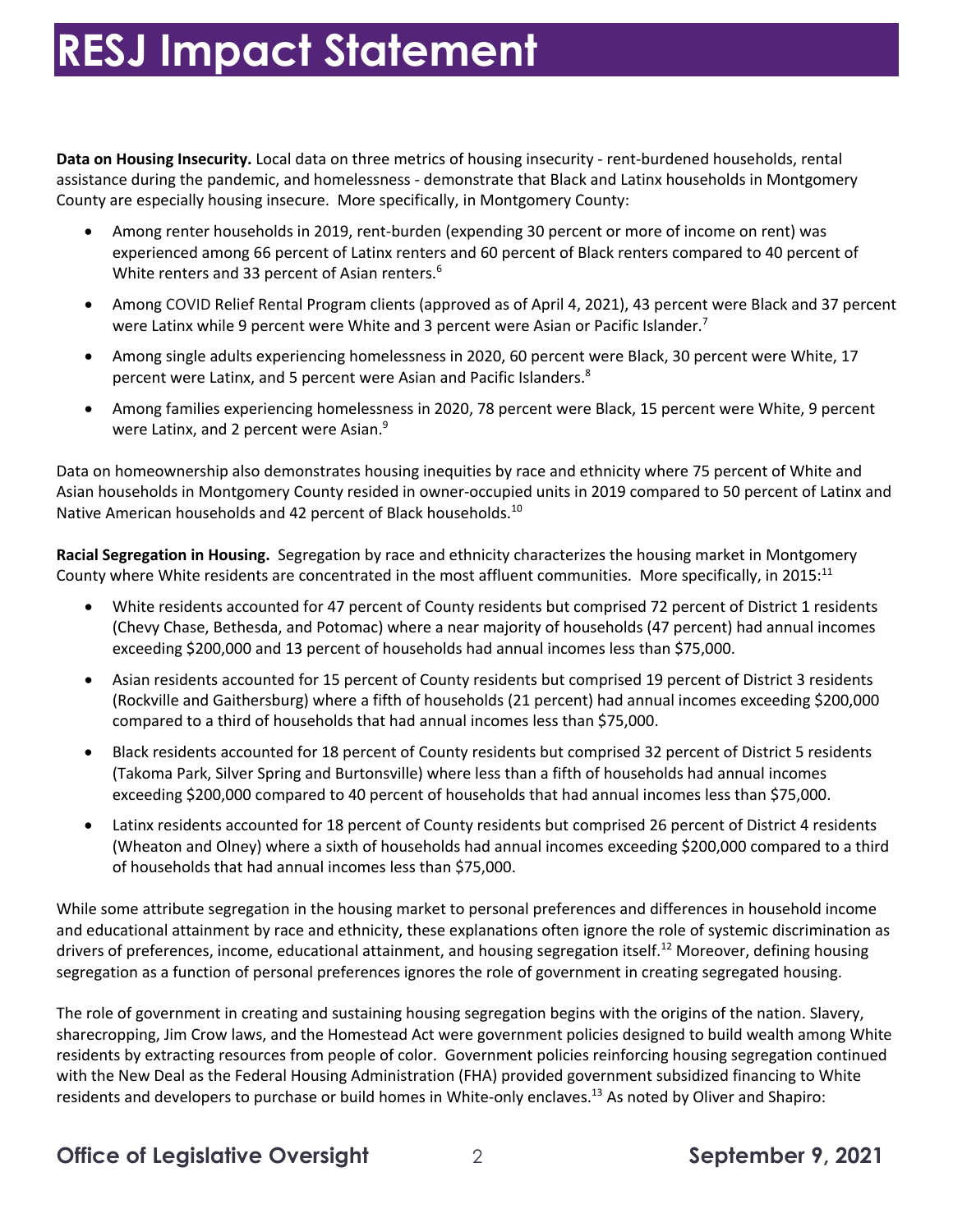# RESJ Impact Statement

**Data on Housing Insecurity.** Local data on three metrics of housing insecurity - rent-burdened households, rental assistance during the pandemic, and homelessness - demonstrate that Black and Latinx households in Montgomery County are especially housing insecure. More specifically, in Montgomery County:

- Among renter households in 2019, rent-burden (expending 30 percent or more of income on rent) was experienced among 66 percent of Latinx renters and 60 percent of Black renters compared to 40 percent of White renters and 33 percent of Asian renters.[6]
- Among COVID Relief Rental Program clients (approved as of April 4, 2021), 43 percent were Black and 37 percent were Latinx while 9 percent were White and 3 percent were Asian or Pacific Islander.[7]
- Among single adults experiencing homelessness in 2020, 60 percent were Black, 30 percent were White, 17 percent were Latinx, and 5 percent were Asian and Pacific Islanders.[8]
- Among families experiencing homelessness in 2020, 78 percent were Black, 15 percent were White, 9 percent were Latinx, and 2 percent were Asian.[9]

Data on homeownership also demonstrates housing inequities by race and ethnicity where 75 percent of White and Asian households in Montgomery County resided in owner-occupied units in 2019 compared to 50 percent of Latinx and Native American households and 42 percent of Black households.[10]

**Racial Segregation in Housing.** Segregation by race and ethnicity characterizes the housing market in Montgomery County where White residents are concentrated in the most affluent communities. More specifically, in 2015:[11]

- White residents accounted for 47 percent of County residents but comprised 72 percent of District 1 residents (Chevy Chase, Bethesda, and Potomac) where a near majority of households (47 percent) had annual incomes exceeding $200,000 and 13 percent of households had annual incomes less than $75,000.
- Asian residents accounted for 15 percent of County residents but comprised 19 percent of District 3 residents (Rockville and Gaithersburg) where a fifth of households (21 percent) had annual incomes exceeding $200,000 compared to a third of households that had annual incomes less than $75,000.
- Black residents accounted for 18 percent of County residents but comprised 32 percent of District 5 residents (Takoma Park, Silver Spring and Burtonsville) where less than a fifth of households had annual incomes exceeding $200,000 compared to 40 percent of households that had annual incomes less than $75,000.
- Latinx residents accounted for 18 percent of County residents but comprised 26 percent of District 4 residents (Wheaton and Olney) where a sixth of households had annual incomes exceeding $200,000 compared to a third of households that had annual incomes less than $75,000.

While some attribute segregation in the housing market to personal preferences and differences in household income and educational attainment by race and ethnicity, these explanations often ignore the role of systemic discrimination as drivers of preferences, income, educational attainment, and housing segregation itself.[12] Moreover, defining housing segregation as a function of personal preferences ignores the role of government in creating segregated housing.

The role of government in creating and sustaining housing segregation begins with the origins of the nation. Slavery, sharecropping, Jim Crow laws, and the Homestead Act were government policies designed to build wealth among White residents by extracting resources from people of color. Government policies reinforcing housing segregation continued with the New Deal as the Federal Housing Administration (FHA) provided government subsidized financing to White residents and developers to purchase or build homes in White-only enclaves.[13] As noted by Oliver and Shapiro: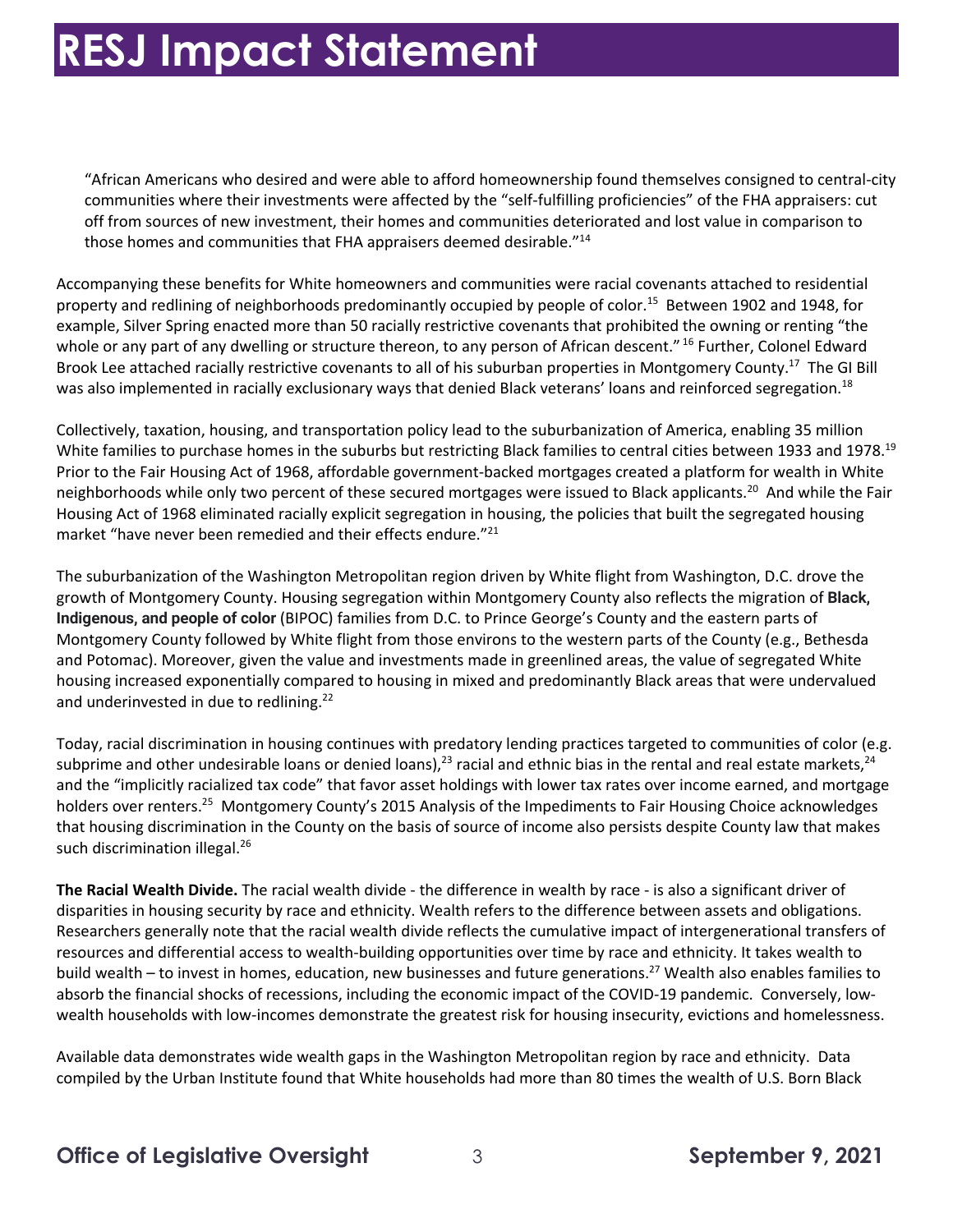> "African Americans who desired and were able to afford homeownership found themselves consigned to central-city communities where their investments were affected by the "self-fulfilling proficiencies" of the FHA appraisers: cut off from sources of new investment, their homes and communities deteriorated and lost value in comparison to those homes and communities that FHA appraisers deemed desirable."[14]

Accompanying these benefits for White homeowners and communities were racial covenants attached to residential property and redlining of neighborhoods predominantly occupied by people of color.[15] Between 1902 and 1948, for example, Silver Spring enacted more than 50 racially restrictive covenants that prohibited the owning or renting "the whole or any part of any dwelling or structure thereon, to any person of African descent." [16] Further, Colonel Edward Brook Lee attached racially restrictive covenants to all of his suburban properties in Montgomery County.[17] The GI Bill was also implemented in racially exclusionary ways that denied Black veterans' loans and reinforced segregation.[18]

Collectively, taxation, housing, and transportation policy lead to the suburbanization of America, enabling 35 million White families to purchase homes in the suburbs but restricting Black families to central cities between 1933 and 1978.[19] Prior to the Fair Housing Act of 1968, affordable government-backed mortgages created a platform for wealth in White neighborhoods while only two percent of these secured mortgages were issued to Black applicants.[20] And while the Fair Housing Act of 1968 eliminated racially explicit segregation in housing, the policies that built the segregated housing market "have never been remedied and their effects endure."[21]

The suburbanization of the Washington Metropolitan region driven by White flight from Washington, D.C. drove the growth of Montgomery County. Housing segregation within Montgomery County also reflects the migration of **Black, Indigenous, and people of color** (BIPOC) families from D.C. to Prince George's County and the eastern parts of Montgomery County followed by White flight from those environs to the western parts of the County (e.g., Bethesda and Potomac). Moreover, given the value and investments made in greenlined areas, the value of segregated White housing increased exponentially compared to housing in mixed and predominantly Black areas that were undervalued and underinvested in due to redlining.[22]

Today, racial discrimination in housing continues with predatory lending practices targeted to communities of color (e.g. subprime and other undesirable loans or denied loans),[23] racial and ethnic bias in the rental and real estate markets,[24] and the "implicitly racialized tax code" that favor asset holdings with lower tax rates over income earned, and mortgage holders over renters.[25] Montgomery County's 2015 Analysis of the Impediments to Fair Housing Choice acknowledges that housing discrimination in the County on the basis of source of income also persists despite County law that makes such discrimination illegal.[26]

**The Racial Wealth Divide.** The racial wealth divide - the difference in wealth by race - is also a significant driver of disparities in housing security by race and ethnicity. Wealth refers to the difference between assets and obligations. Researchers generally note that the racial wealth divide reflects the cumulative impact of intergenerational transfers of resources and differential access to wealth-building opportunities over time by race and ethnicity. It takes wealth to build wealth – to invest in homes, education, new businesses and future generations.[27] Wealth also enables families to absorb the financial shocks of recessions, including the economic impact of the COVID-19 pandemic. Conversely, low-wealth households with low-incomes demonstrate the greatest risk for housing insecurity, evictions and homelessness.

Available data demonstrates wide wealth gaps in the Washington Metropolitan region by race and ethnicity. Data compiled by the Urban Institute found that White households had more than 80 times the wealth of U.S. Born Black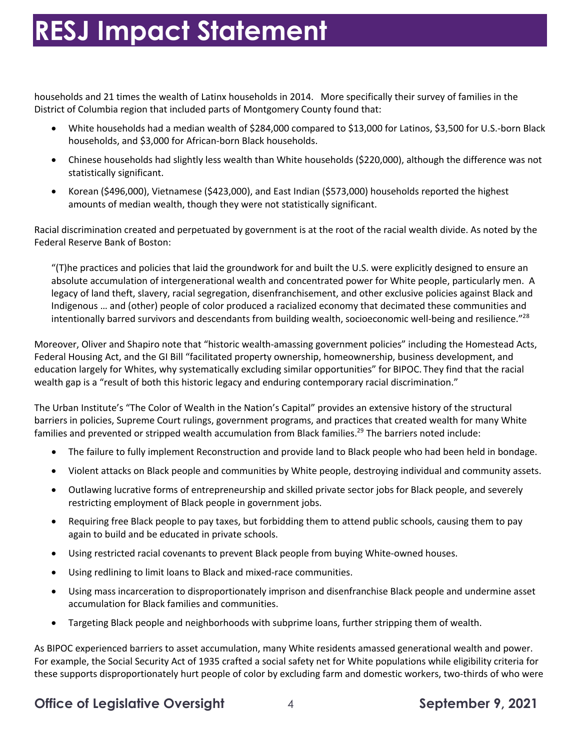households and 21 times the wealth of Latinx households in 2014. More specifically their survey of families in the District of Columbia region that included parts of Montgomery County found that:

- White households had a median wealth of $284,000 compared to $13,000 for Latinos, $3,500 for U.S.-born Black households, and $3,000 for African-born Black households.
- Chinese households had slightly less wealth than White households ($220,000), although the difference was not statistically significant.
- Korean ($496,000), Vietnamese ($423,000), and East Indian ($573,000) households reported the highest amounts of median wealth, though they were not statistically significant.

Racial discrimination created and perpetuated by government is at the root of the racial wealth divide. As noted by the Federal Reserve Bank of Boston:

> "(T)he practices and policies that laid the groundwork for and built the U.S. were explicitly designed to ensure an absolute accumulation of intergenerational wealth and concentrated power for White people, particularly men. A legacy of land theft, slavery, racial segregation, disenfranchisement, and other exclusive policies against Black and Indigenous … and (other) people of color produced a racialized economy that decimated these communities and intentionally barred survivors and descendants from building wealth, socioeconomic well-being and resilience."[28]

Moreover, Oliver and Shapiro note that "historic wealth-amassing government policies" including the Homestead Acts, Federal Housing Act, and the GI Bill "facilitated property ownership, homeownership, business development, and education largely for Whites, why systematically excluding similar opportunities" for BIPOC. They find that the racial wealth gap is a "result of both this historic legacy and enduring contemporary racial discrimination."

The Urban Institute's "The Color of Wealth in the Nation's Capital" provides an extensive history of the structural barriers in policies, Supreme Court rulings, government programs, and practices that created wealth for many White families and prevented or stripped wealth accumulation from Black families.[29] The barriers noted include:

- The failure to fully implement Reconstruction and provide land to Black people who had been held in bondage.
- Violent attacks on Black people and communities by White people, destroying individual and community assets.
- Outlawing lucrative forms of entrepreneurship and skilled private sector jobs for Black people, and severely restricting employment of Black people in government jobs.
- Requiring free Black people to pay taxes, but forbidding them to attend public schools, causing them to pay again to build and be educated in private schools.
- Using restricted racial covenants to prevent Black people from buying White-owned houses.
- Using redlining to limit loans to Black and mixed-race communities.
- Using mass incarceration to disproportionately imprison and disenfranchise Black people and undermine asset accumulation for Black families and communities.
- Targeting Black people and neighborhoods with subprime loans, further stripping them of wealth.

As BIPOC experienced barriers to asset accumulation, many White residents amassed generational wealth and power. For example, the Social Security Act of 1935 crafted a social safety net for White populations while eligibility criteria for these supports disproportionately hurt people of color by excluding farm and domestic workers, two-thirds of who were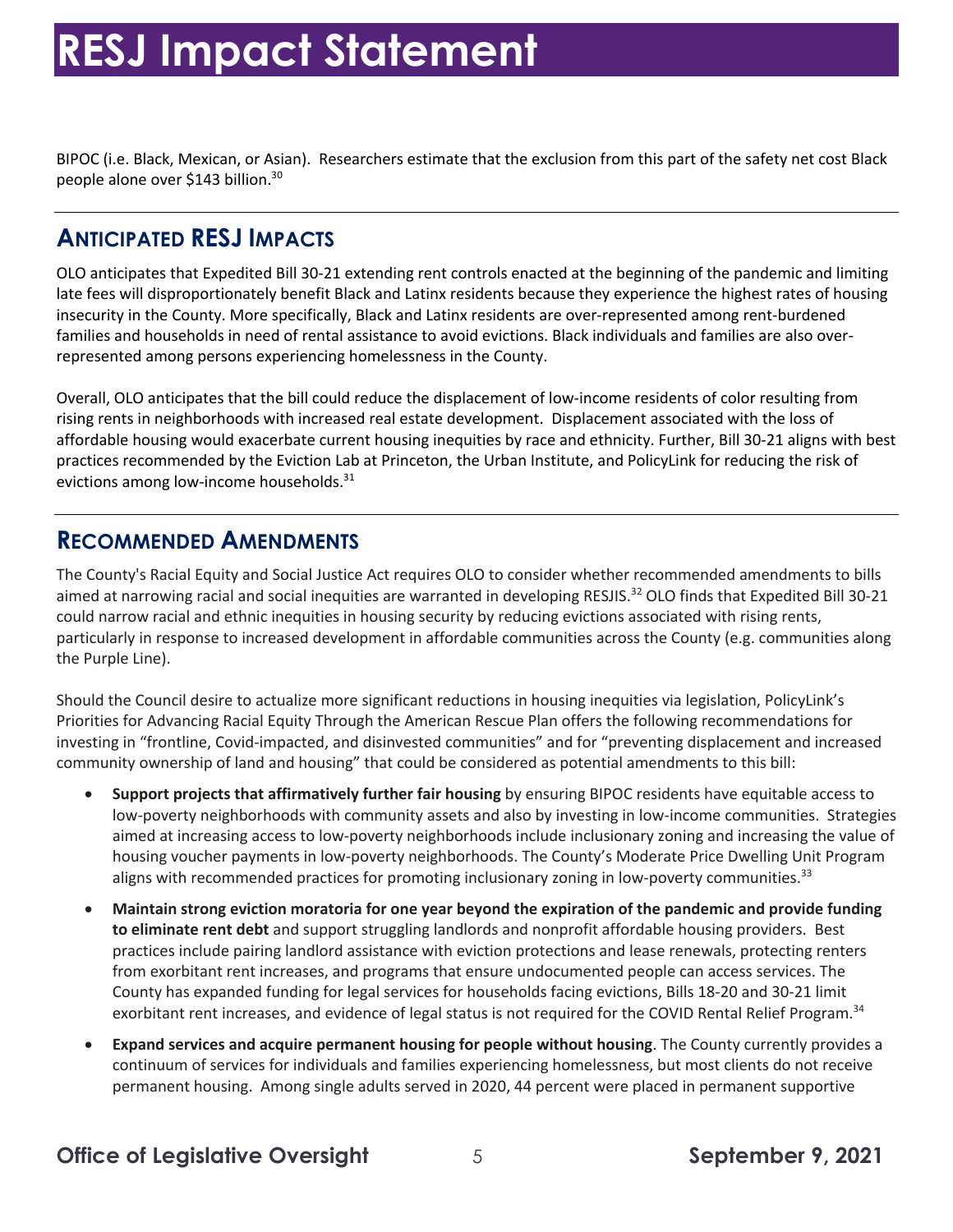BIPOC (i.e. Black, Mexican, or Asian). Researchers estimate that the exclusion from this part of the safety net cost Black people alone over $143 billion.[30]

## Anticipated RESJ Impacts

OLO anticipates that Expedited Bill 30-21 extending rent controls enacted at the beginning of the pandemic and limiting late fees will disproportionately benefit Black and Latinx residents because they experience the highest rates of housing insecurity in the County. More specifically, Black and Latinx residents are over-represented among rent-burdened families and households in need of rental assistance to avoid evictions. Black individuals and families are also over-represented among persons experiencing homelessness in the County.

Overall, OLO anticipates that the bill could reduce the displacement of low-income residents of color resulting from rising rents in neighborhoods with increased real estate development. Displacement associated with the loss of affordable housing would exacerbate current housing inequities by race and ethnicity. Further, Bill 30-21 aligns with best practices recommended by the Eviction Lab at Princeton, the Urban Institute, and PolicyLink for reducing the risk of evictions among low-income households.[31]

## Recommended Amendments

The County's Racial Equity and Social Justice Act requires OLO to consider whether recommended amendments to bills aimed at narrowing racial and social inequities are warranted in developing RESJIS.[32] OLO finds that Expedited Bill 30-21 could narrow racial and ethnic inequities in housing security by reducing evictions associated with rising rents, particularly in response to increased development in affordable communities across the County (e.g. communities along the Purple Line).

Should the Council desire to actualize more significant reductions in housing inequities via legislation, PolicyLink's Priorities for Advancing Racial Equity Through the American Rescue Plan offers the following recommendations for investing in "frontline, Covid-impacted, and disinvested communities" and for "preventing displacement and increased community ownership of land and housing" that could be considered as potential amendments to this bill:

- **Support projects that affirmatively further fair housing** by ensuring BIPOC residents have equitable access to low-poverty neighborhoods with community assets and also by investing in low-income communities. Strategies aimed at increasing access to low-poverty neighborhoods include inclusionary zoning and increasing the value of housing voucher payments in low-poverty neighborhoods. The County's Moderate Price Dwelling Unit Program aligns with recommended practices for promoting inclusionary zoning in low-poverty communities.[33]
- **Maintain strong eviction moratoria for one year beyond the expiration of the pandemic and provide funding to eliminate rent debt** and support struggling landlords and nonprofit affordable housing providers. Best practices include pairing landlord assistance with eviction protections and lease renewals, protecting renters from exorbitant rent increases, and programs that ensure undocumented people can access services. The County has expanded funding for legal services for households facing evictions, Bills 18-20 and 30-21 limit exorbitant rent increases, and evidence of legal status is not required for the COVID Rental Relief Program.[34]
- **Expand services and acquire permanent housing for people without housing**. The County currently provides a continuum of services for individuals and families experiencing homelessness, but most clients do not receive permanent housing. Among single adults served in 2020, 44 percent were placed in permanent supportive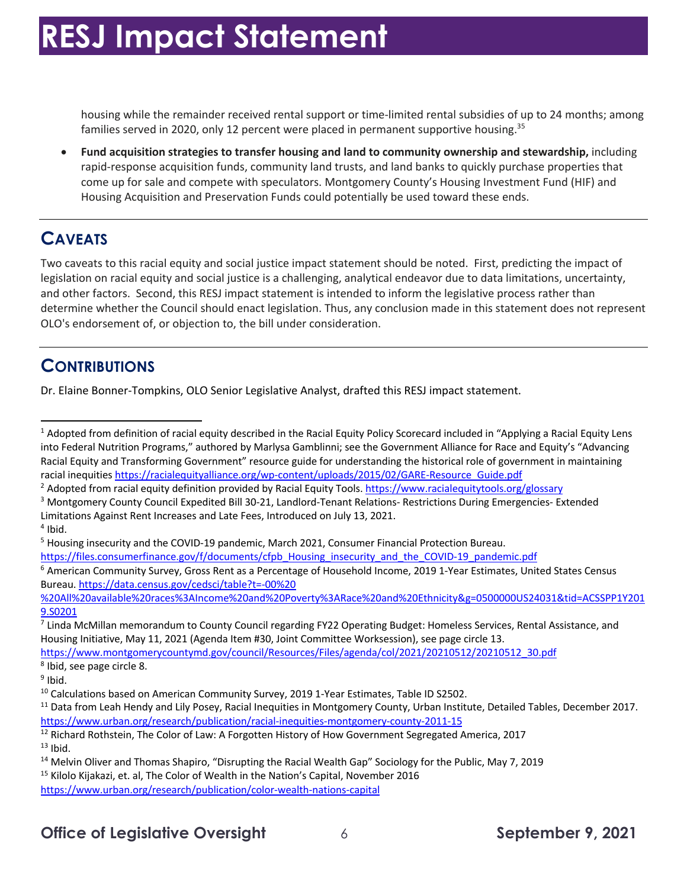housing while the remainder received rental support or time-limited rental subsidies of up to 24 months; among families served in 2020, only 12 percent were placed in permanent supportive housing.[35]

- **Fund acquisition strategies to transfer housing and land to community ownership and stewardship,** including rapid-response acquisition funds, community land trusts, and land banks to quickly purchase properties that come up for sale and compete with speculators. Montgomery County's Housing Investment Fund (HIF) and Housing Acquisition and Preservation Funds could potentially be used toward these ends.

## CAVEATS

Two caveats to this racial equity and social justice impact statement should be noted. First, predicting the impact of legislation on racial equity and social justice is a challenging, analytical endeavor due to data limitations, uncertainty, and other factors. Second, this RESJ impact statement is intended to inform the legislative process rather than determine whether the Council should enact legislation. Thus, any conclusion made in this statement does not represent OLO's endorsement of, or objection to, the bill under consideration.

## CONTRIBUTIONS

Dr. Elaine Bonner-Tompkins, OLO Senior Legislative Analyst, drafted this RESJ impact statement.

---

[1] Adopted from definition of racial equity described in the Racial Equity Policy Scorecard included in "Applying a Racial Equity Lens into Federal Nutrition Programs," authored by Marlysa Gamblinni; see the Government Alliance for Race and Equity's "Advancing Racial Equity and Transforming Government" resource guide for understanding the historical role of government in maintaining racial inequities https://racialequityalliance.org/wp-content/uploads/2015/02/GARE-Resource_Guide.pdf

[2] Adopted from racial equity definition provided by Racial Equity Tools. https://www.racialequitytools.org/glossary

[3] Montgomery County Council Expedited Bill 30-21, Landlord-Tenant Relations- Restrictions During Emergencies- Extended Limitations Against Rent Increases and Late Fees, Introduced on July 13, 2021.

[4] Ibid.

[5] Housing insecurity and the COVID-19 pandemic, March 2021, Consumer Financial Protection Bureau. https://files.consumerfinance.gov/f/documents/cfpb_Housing_insecurity_and_the_COVID-19_pandemic.pdf

[6] American Community Survey, Gross Rent as a Percentage of Household Income, 2019 1-Year Estimates, United States Census Bureau. https://data.census.gov/cedsci/table?t=-00%20%20All%20available%20races%3AIncome%20and%20Poverty%3ARace%20and%20Ethnicity&g=0500000US24031&tid=ACSSPP1Y2019.S0201

[7] Linda McMillan memorandum to County Council regarding FY22 Operating Budget: Homeless Services, Rental Assistance, and Housing Initiative, May 11, 2021 (Agenda Item #30, Joint Committee Worksession), see page circle 13. https://www.montgomerycountymd.gov/council/Resources/Files/agenda/col/2021/20210512/20210512_30.pdf

[8] Ibid, see page circle 8.

[9] Ibid.

[10] Calculations based on American Community Survey, 2019 1-Year Estimates, Table ID S2502.

[11] Data from Leah Hendy and Lily Posey, Racial Inequities in Montgomery County, Urban Institute, Detailed Tables, December 2017. https://www.urban.org/research/publication/racial-inequities-montgomery-county-2011-15

[12] Richard Rothstein, The Color of Law: A Forgotten History of How Government Segregated America, 2017

[13] Ibid.

[14] Melvin Oliver and Thomas Shapiro, "Disrupting the Racial Wealth Gap" Sociology for the Public, May 7, 2019

[15] Kilolo Kijakazi, et. al, The Color of Wealth in the Nation's Capital, November 2016 https://www.urban.org/research/publication/color-wealth-nations-capital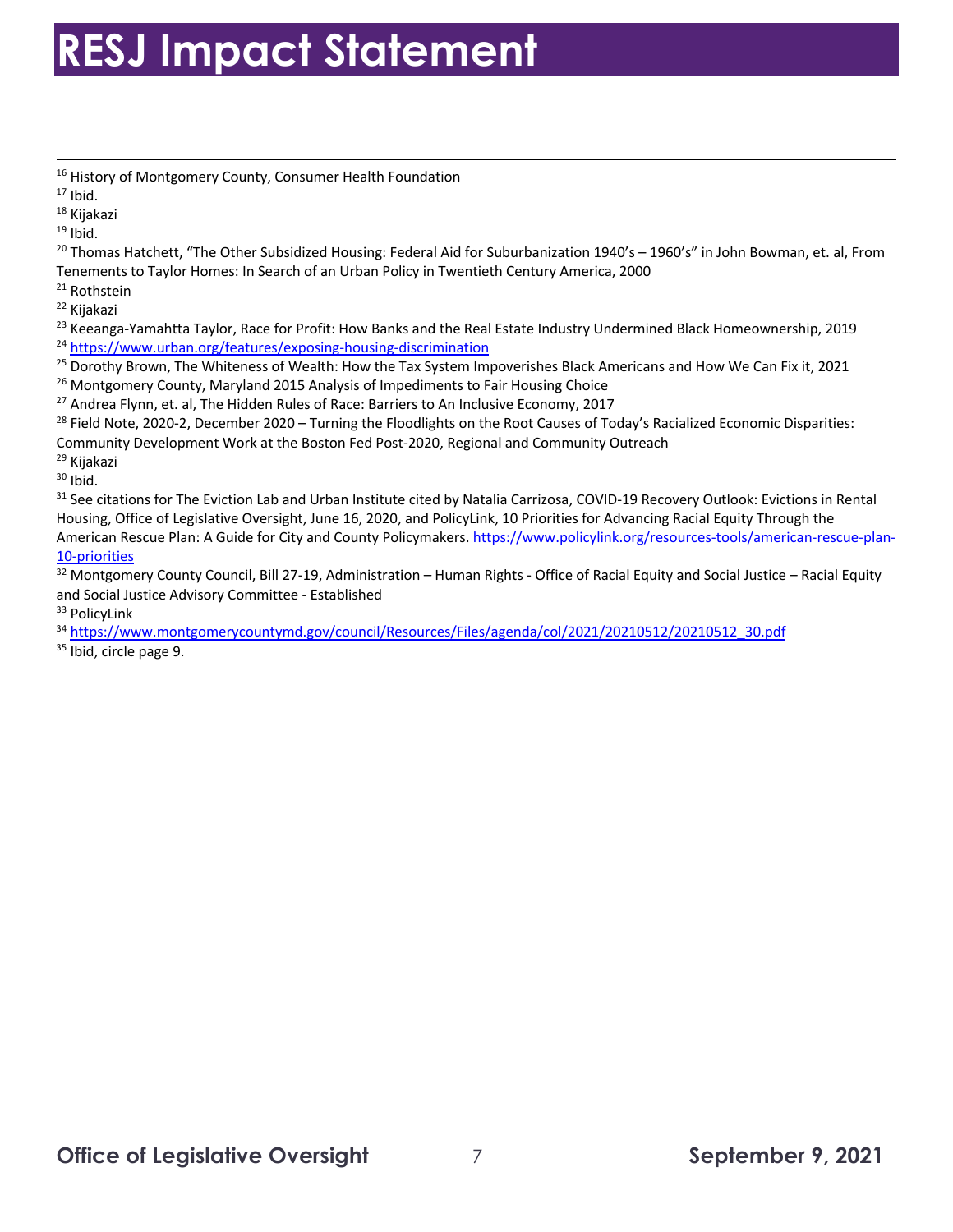[16] History of Montgomery County, Consumer Health Foundation

[17] Ibid.

[18] Kijakazi

[19] Ibid.

[20] Thomas Hatchett, "The Other Subsidized Housing: Federal Aid for Suburbanization 1940's – 1960's" in John Bowman, et. al, From Tenements to Taylor Homes: In Search of an Urban Policy in Twentieth Century America, 2000

[21] Rothstein

[22] Kijakazi

[23] Keeanga-Yamahtta Taylor, Race for Profit: How Banks and the Real Estate Industry Undermined Black Homeownership, 2019

[24] https://www.urban.org/features/exposing-housing-discrimination

[25] Dorothy Brown, The Whiteness of Wealth: How the Tax System Impoverishes Black Americans and How We Can Fix it, 2021

[26] Montgomery County, Maryland 2015 Analysis of Impediments to Fair Housing Choice

[27] Andrea Flynn, et. al, The Hidden Rules of Race: Barriers to An Inclusive Economy, 2017

[28] Field Note, 2020-2, December 2020 – Turning the Floodlights on the Root Causes of Today's Racialized Economic Disparities: Community Development Work at the Boston Fed Post-2020, Regional and Community Outreach

[29] Kijakazi

[30] Ibid.

[31] See citations for The Eviction Lab and Urban Institute cited by Natalia Carrizosa, COVID-19 Recovery Outlook: Evictions in Rental Housing, Office of Legislative Oversight, June 16, 2020, and PolicyLink, 10 Priorities for Advancing Racial Equity Through the American Rescue Plan: A Guide for City and County Policymakers. https://www.policylink.org/resources-tools/american-rescue-plan-10-priorities

[32] Montgomery County Council, Bill 27-19, Administration – Human Rights - Office of Racial Equity and Social Justice – Racial Equity and Social Justice Advisory Committee - Established

[33] PolicyLink

[34] https://www.montgomerycountymd.gov/council/Resources/Files/agenda/col/2021/20210512/20210512_30.pdf

[35] Ibid, circle page 9.